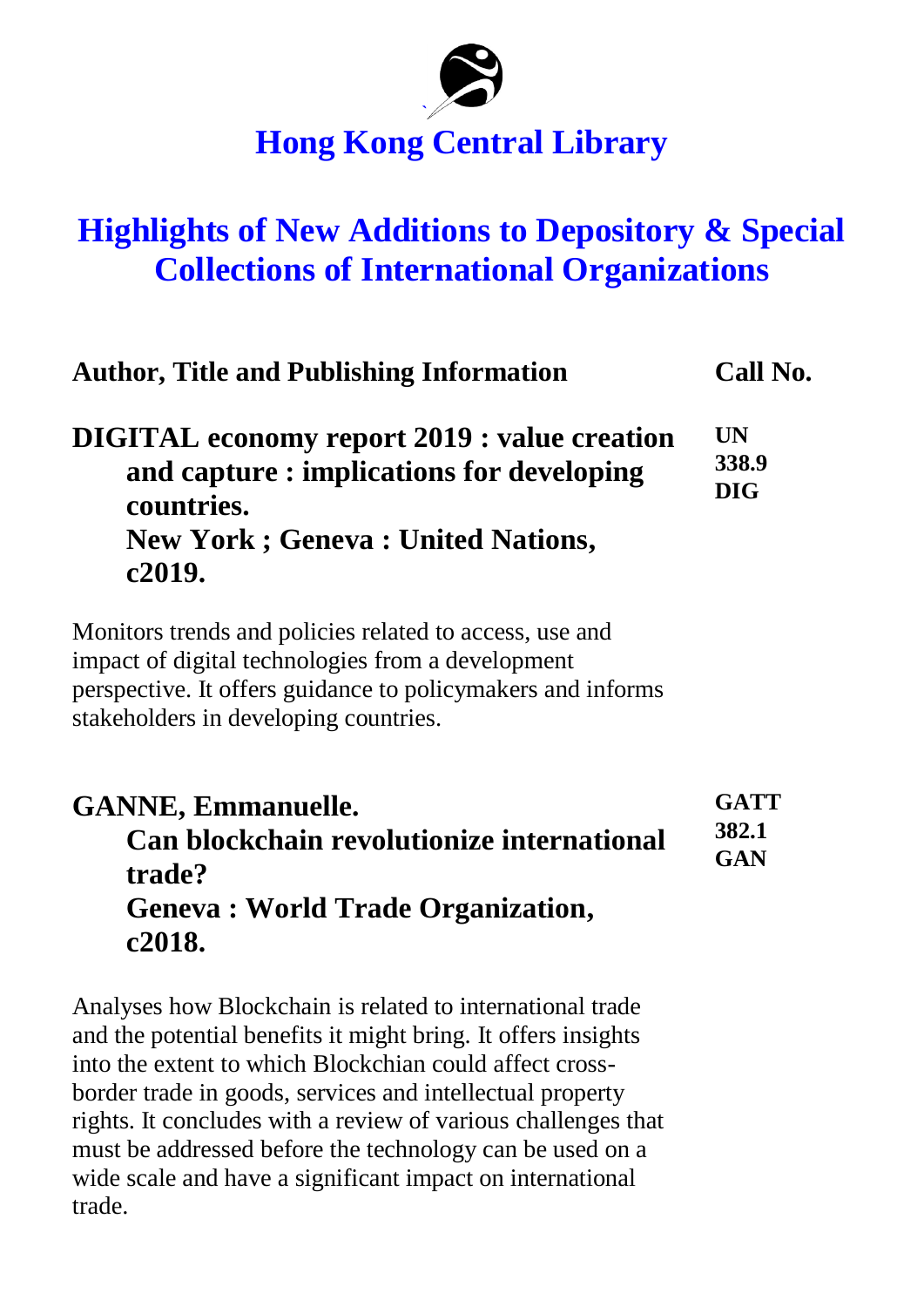# Hong Kong Central Library

## Highlights of New Additions to Depository & Special Collections of International Organizations

| Author, Title and Publishing Information | Call No. |
|---|---|
| **DIGITAL economy report 2019 : value creation and capture : implications for developing countries.**<br>**New York ; Geneva : United Nations, c2019.** | **UN 338.9 DIG** |

Monitors trends and policies related to access, use and impact of digital technologies from a development perspective. It offers guidance to policymakers and informs stakeholders in developing countries.

| Author, Title and Publishing Information | Call No. |
|---|---|
| **GANNE, Emmanuelle.**<br>**Can blockchain revolutionize international trade?**<br>**Geneva : World Trade Organization, c2018.** | **GATT 382.1 GAN** |

Analyses how Blockchain is related to international trade and the potential benefits it might bring. It offers insights into the extent to which Blockchian could affect cross-border trade in goods, services and intellectual property rights. It concludes with a review of various challenges that must be addressed before the technology can be used on a wide scale and have a significant impact on international trade.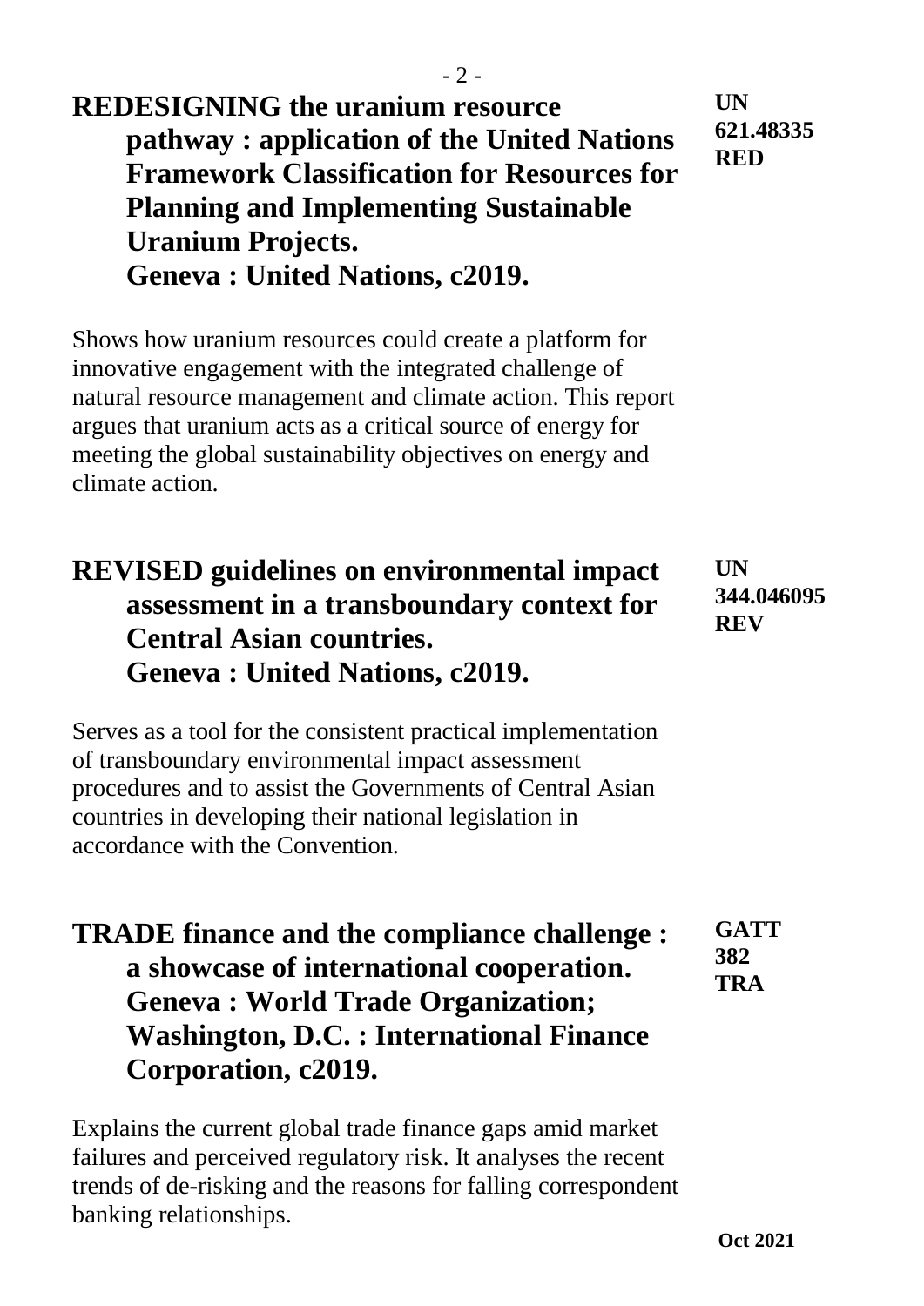**REDESIGNING the uranium resource pathway : application of the United Nations Framework Classification for Resources for Planning and Implementing Sustainable Uranium Projects.
Geneva : United Nations, c2019.**

**UN
621.48335
RED**

Shows how uranium resources could create a platform for innovative engagement with the integrated challenge of natural resource management and climate action. This report argues that uranium acts as a critical source of energy for meeting the global sustainability objectives on energy and climate action.

**REVISED guidelines on environmental impact assessment in a transboundary context for Central Asian countries.
Geneva : United Nations, c2019.**

**UN
344.046095
REV**

Serves as a tool for the consistent practical implementation of transboundary environmental impact assessment procedures and to assist the Governments of Central Asian countries in developing their national legislation in accordance with the Convention.

**TRADE finance and the compliance challenge : a showcase of international cooperation.
Geneva : World Trade Organization; Washington, D.C. : International Finance Corporation, c2019.**

**GATT
382
TRA**

Explains the current global trade finance gaps amid market failures and perceived regulatory risk. It analyses the recent trends of de-risking and the reasons for falling correspondent banking relationships.

**Oct 2021**